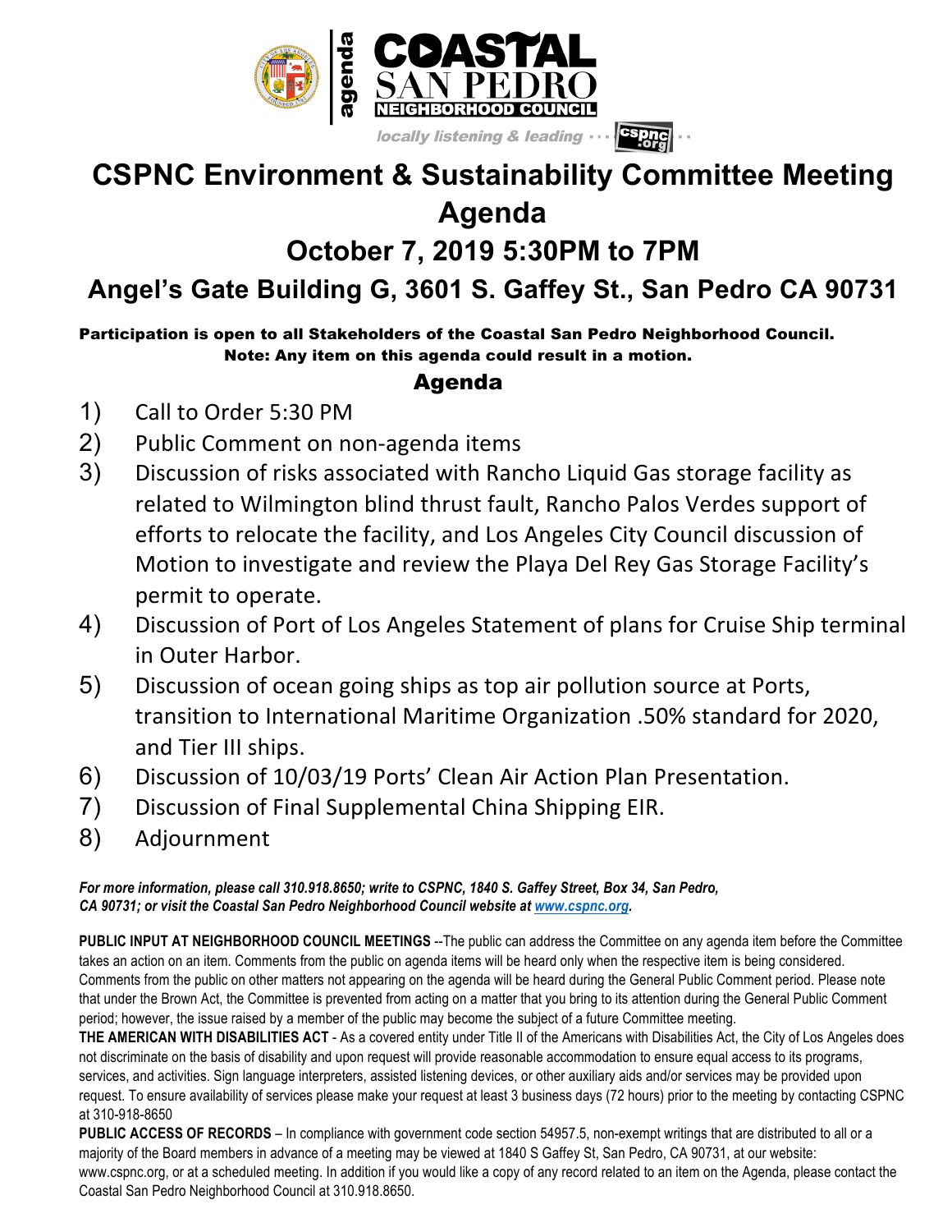agenda

**COASTAL SAN PEDRO NEIGHBORHOOD COUNCIL**

*locally listening & leading ··· cspnc.org ··*

# CSPNC Environment & Sustainability Committee Meeting Agenda

## October 7, 2019 5:30PM to 7PM

## Angel's Gate Building G, 3601 S. Gaffey St., San Pedro CA 90731

**Participation is open to all Stakeholders of the Coastal San Pedro Neighborhood Council.**
**Note: Any item on this agenda could result in a motion.**

### Agenda

1) Call to Order 5:30 PM
2) Public Comment on non-agenda items
3) Discussion of risks associated with Rancho Liquid Gas storage facility as related to Wilmington blind thrust fault, Rancho Palos Verdes support of efforts to relocate the facility, and Los Angeles City Council discussion of Motion to investigate and review the Playa Del Rey Gas Storage Facility's permit to operate.
4) Discussion of Port of Los Angeles Statement of plans for Cruise Ship terminal in Outer Harbor.
5) Discussion of ocean going ships as top air pollution source at Ports, transition to International Maritime Organization .50% standard for 2020, and Tier III ships.
6) Discussion of 10/03/19 Ports' Clean Air Action Plan Presentation.
7) Discussion of Final Supplemental China Shipping EIR.
8) Adjournment

***For more information, please call 310.918.8650; write to CSPNC, 1840 S. Gaffey Street, Box 34, San Pedro, CA 90731; or visit the Coastal San Pedro Neighborhood Council website at www.cspnc.org.***

**PUBLIC INPUT AT NEIGHBORHOOD COUNCIL MEETINGS** --The public can address the Committee on any agenda item before the Committee takes an action on an item. Comments from the public on agenda items will be heard only when the respective item is being considered. Comments from the public on other matters not appearing on the agenda will be heard during the General Public Comment period. Please note that under the Brown Act, the Committee is prevented from acting on a matter that you bring to its attention during the General Public Comment period; however, the issue raised by a member of the public may become the subject of a future Committee meeting.

**THE AMERICAN WITH DISABILITIES ACT** - As a covered entity under Title II of the Americans with Disabilities Act, the City of Los Angeles does not discriminate on the basis of disability and upon request will provide reasonable accommodation to ensure equal access to its programs, services, and activities. Sign language interpreters, assisted listening devices, or other auxiliary aids and/or services may be provided upon request. To ensure availability of services please make your request at least 3 business days (72 hours) prior to the meeting by contacting CSPNC at 310-918-8650

**PUBLIC ACCESS OF RECORDS** – In compliance with government code section 54957.5, non-exempt writings that are distributed to all or a majority of the Board members in advance of a meeting may be viewed at 1840 S Gaffey St, San Pedro, CA 90731, at our website: www.cspnc.org, or at a scheduled meeting. In addition if you would like a copy of any record related to an item on the Agenda, please contact the Coastal San Pedro Neighborhood Council at 310.918.8650.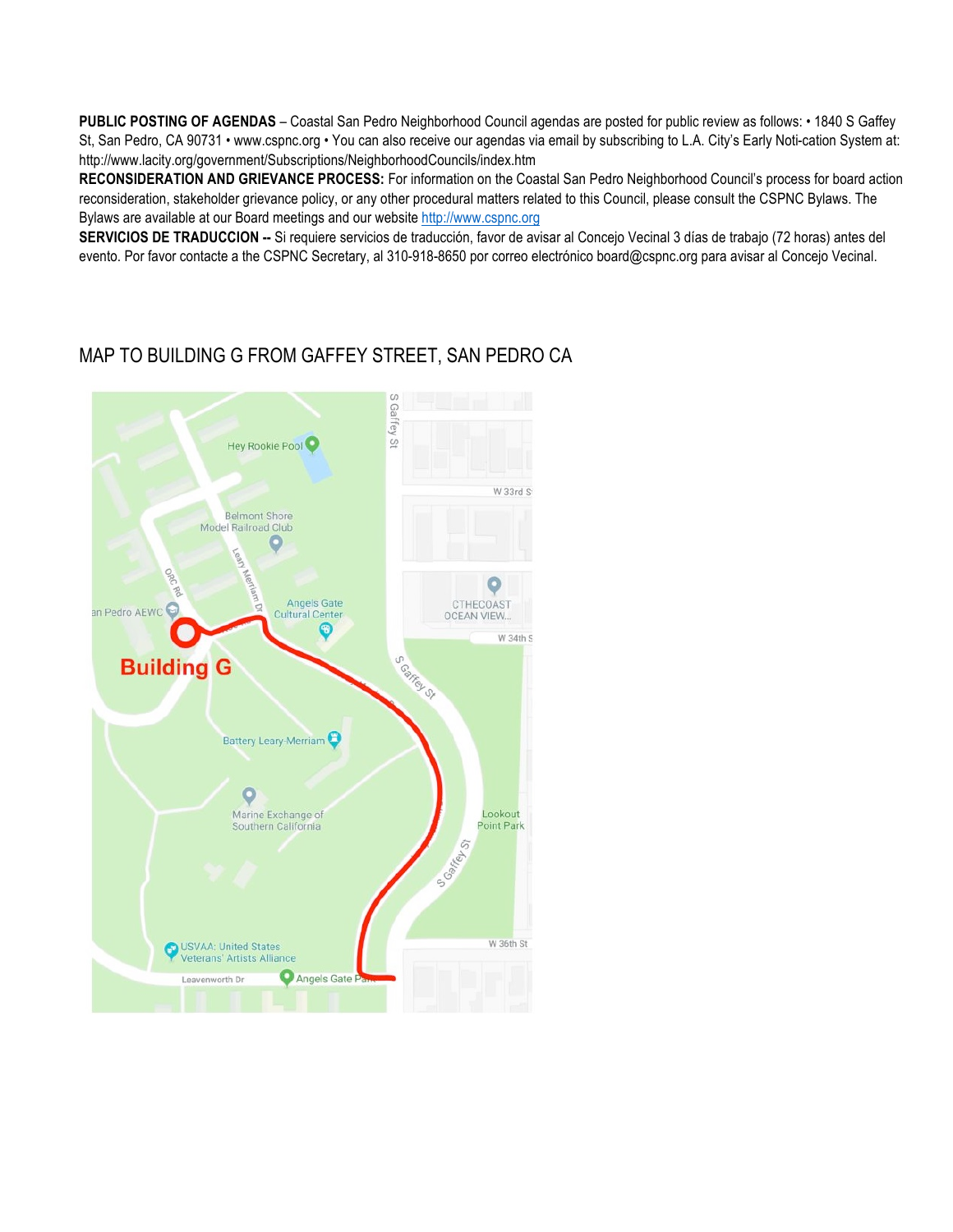**PUBLIC POSTING OF AGENDAS** – Coastal San Pedro Neighborhood Council agendas are posted for public review as follows: • 1840 S Gaffey St, San Pedro, CA 90731 • www.cspnc.org • You can also receive our agendas via email by subscribing to L.A. City's Early Noti-cation System at: http://www.lacity.org/government/Subscriptions/NeighborhoodCouncils/index.htm

**RECONSIDERATION AND GRIEVANCE PROCESS:** For information on the Coastal San Pedro Neighborhood Council's process for board action reconsideration, stakeholder grievance policy, or any other procedural matters related to this Council, please consult the CSPNC Bylaws. The Bylaws are available at our Board meetings and our website http://www.cspnc.org

**SERVICIOS DE TRADUCCION --** Si requiere servicios de traducción, favor de avisar al Concejo Vecinal 3 días de trabajo (72 horas) antes del evento. Por favor contacte a the CSPNC Secretary, al 310-918-8650 por correo electrónico board@cspnc.org para avisar al Concejo Vecinal.

## MAP TO BUILDING G FROM GAFFEY STREET, SAN PEDRO CA

Building G
S Gaffey St
W 33rd St
W 34th St
W 36th St
Hey Rookie Pool
Belmont Shore Model Railroad Club
Leary Merriam Dr
ORC Rd
San Pedro AEWC
Angels Gate Cultural Center
CTHECOAST OCEAN VIEW...
Battery Leary-Merriam
Marine Exchange of Southern California
Lookout Point Park
USVAA: United States Veterans' Artists Alliance
Leavenworth Dr
Angels Gate Park